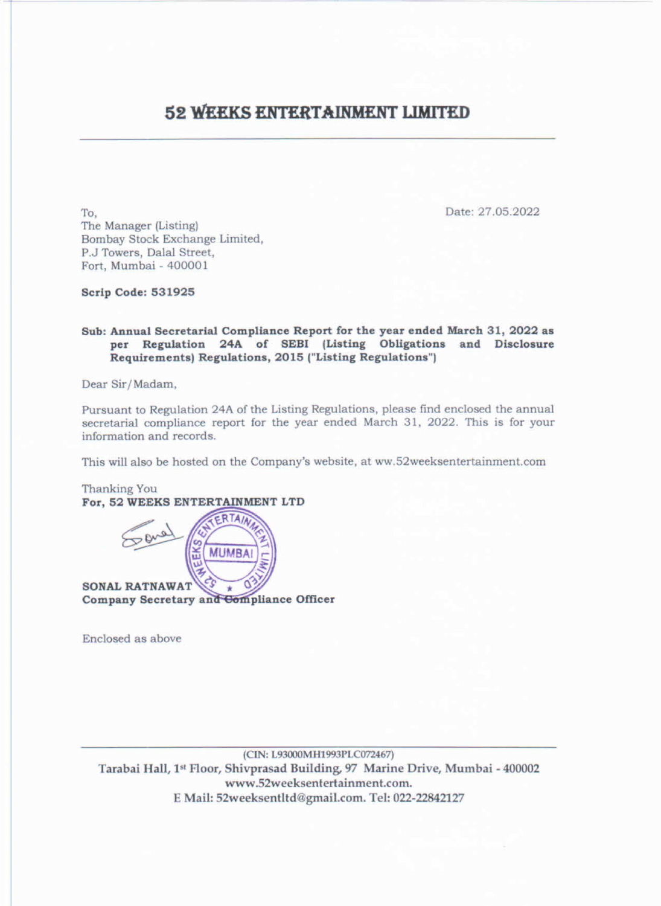# 52 WEEKS ENTERTAINMENT LIMITED

To,
The Manager (Listing)
Bombay Stock Exchange Limited,
P.J Towers, Dalal Street,
Fort, Mumbai - 400001

Date: 27.05.2022

**Scrip Code: 531925**

**Sub: Annual Secretarial Compliance Report for the year ended March 31, 2022 as per Regulation 24A of SEBI (Listing Obligations and Disclosure Requirements) Regulations, 2015 ("Listing Regulations")**

Dear Sir/Madam,

Pursuant to Regulation 24A of the Listing Regulations, please find enclosed the annual secretarial compliance report for the year ended March 31, 2022. This is for your information and records.

This will also be hosted on the Company's website, at ww.52weeksentertainment.com

Thanking You
**For, 52 WEEKS ENTERTAINMENT LTD**

**SONAL RATNAWAT**
**Company Secretary and Compliance Officer**

Enclosed as above

(CIN: L93000MH1993PLC072467)
Tarabai Hall, 1st Floor, Shivprasad Building, 97 Marine Drive, Mumbai - 400002
www.52weeksentertainment.com.
E Mail: 52weeksentltd@gmail.com. Tel: 022-22842127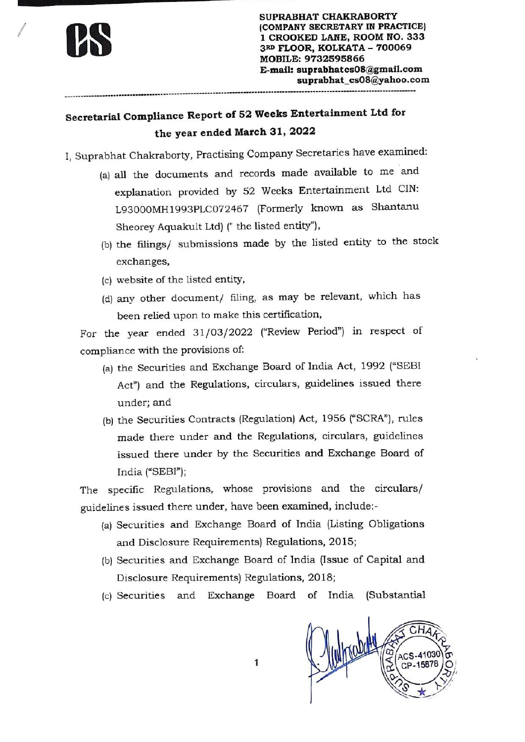SUPRABHAT CHAKRABORTY
(COMPANY SECRETARY IN PRACTICE)
1 CROOKED LANE, ROOM NO. 333
3RD FLOOR, KOLKATA – 700069
MOBILE: 9732595866
E-mail: suprabhatcs08@gmail.com
suprabhat_cs08@yahoo.com

## Secretarial Compliance Report of 52 Weeks Entertainment Ltd for the year ended March 31, 2022

I, Suprabhat Chakraborty, Practising Company Secretaries have examined:

(a) all the documents and records made available to me and explanation provided by 52 Weeks Entertainment Ltd CIN: L93000MH1993PLC072467 (Formerly known as Shantanu Sheorey Aquakult Ltd) (" the listed entity"),

(b) the filings/ submissions made by the listed entity to the stock exchanges,

(c) website of the listed entity,

(d) any other document/ filing, as may be relevant, which has been relied upon to make this certification,

For the year ended 31/03/2022 ("Review Period") in respect of compliance with the provisions of:

(a) the Securities and Exchange Board of India Act, 1992 ("SEBI Act") and the Regulations, circulars, guidelines issued there under; and

(b) the Securities Contracts (Regulation) Act, 1956 ("SCRA"), rules made there under and the Regulations, circulars, guidelines issued there under by the Securities and Exchange Board of India ("SEBI");

The specific Regulations, whose provisions and the circulars/ guidelines issued there under, have been examined, include:-

(a) Securities and Exchange Board of India (Listing Obligations and Disclosure Requirements) Regulations, 2015;

(b) Securities and Exchange Board of India (Issue of Capital and Disclosure Requirements) Regulations, 2018;

(c) Securities and Exchange Board of India (Substantial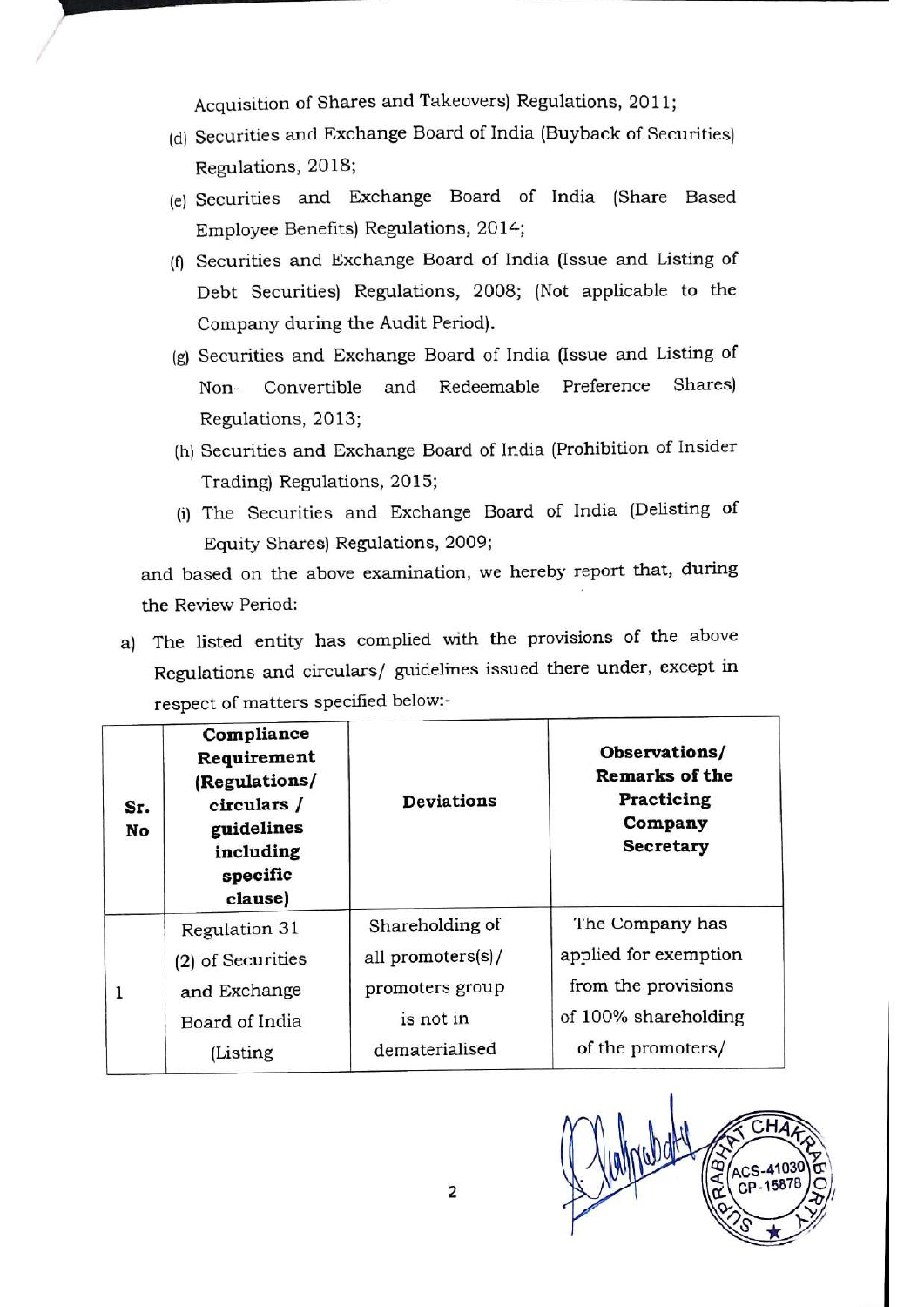Acquisition of Shares and Takeovers) Regulations, 2011;

(d) Securities and Exchange Board of India (Buyback of Securities) Regulations, 2018;

(e) Securities and Exchange Board of India (Share Based Employee Benefits) Regulations, 2014;

(f) Securities and Exchange Board of India (Issue and Listing of Debt Securities) Regulations, 2008; (Not applicable to the Company during the Audit Period).

(g) Securities and Exchange Board of India (Issue and Listing of Non- Convertible and Redeemable Preference Shares) Regulations, 2013;

(h) Securities and Exchange Board of India (Prohibition of Insider Trading) Regulations, 2015;

(i) The Securities and Exchange Board of India (Delisting of Equity Shares) Regulations, 2009;

and based on the above examination, we hereby report that, during the Review Period:

a) The listed entity has complied with the provisions of the above Regulations and circulars/ guidelines issued there under, except in respect of matters specified below:-

| Sr. No | Compliance Requirement (Regulations/ circulars / guidelines including specific clause) | Deviations | Observations/ Remarks of the Practicing Company Secretary |
|---|---|---|---|
| 1 | Regulation 31 (2) of Securities and Exchange Board of India (Listing | Shareholding of all promoters(s)/ promoters group is not in dematerialised | The Company has applied for exemption from the provisions of 100% shareholding of the promoters/ |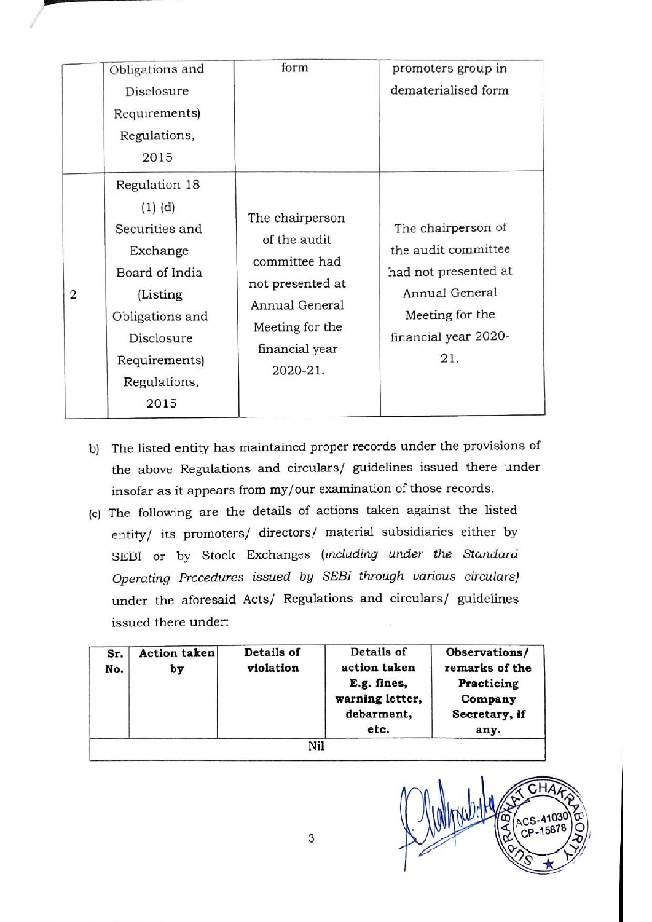|  | Obligations and Disclosure Requirements) Regulations, 2015 | form | promoters group in dematerialised form |
|---|---|---|---|
| 2 | Regulation 18 (1) (d) Securities and Exchange Board of India (Listing Obligations and Disclosure Requirements) Regulations, 2015 | The chairperson of the audit committee had not presented at Annual General Meeting for the financial year 2020-21. | The chairperson of the audit committee had not presented at Annual General Meeting for the financial year 2020-21. |

b) The listed entity has maintained proper records under the provisions of the above Regulations and circulars/ guidelines issued there under insofar as it appears from my/our examination of those records.

(c) The following are the details of actions taken against the listed entity/ its promoters/ directors/ material subsidiaries either by SEBI or by Stock Exchanges *(including under the Standard Operating Procedures issued by SEBI through various circulars)* under the aforesaid Acts/ Regulations and circulars/ guidelines issued there under:

| Sr. No. | Action taken by | Details of violation | Details of action taken E.g. fines, warning letter, debarment, etc. | Observations/ remarks of the Practicing Company Secretary, if any. |
|---|---|---|---|---|
| Nil | | | | |

SUPRABHAT CHAKRABORTY ACS-41030 CP-15878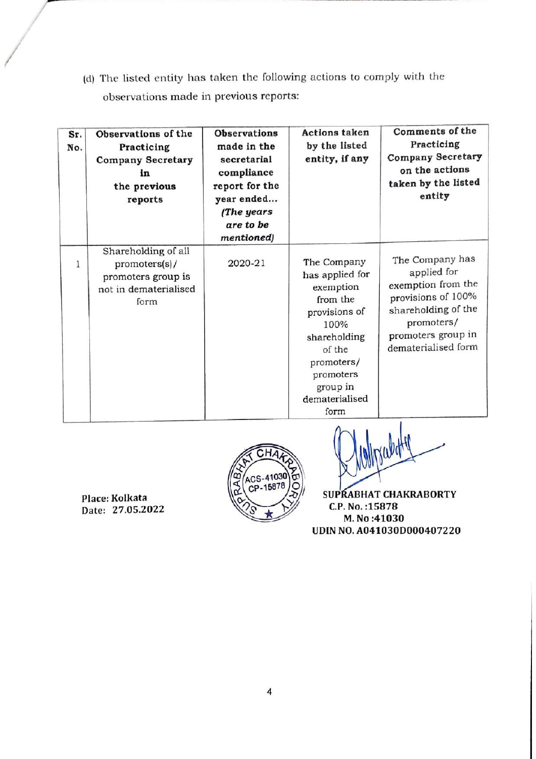(d) The listed entity has taken the following actions to comply with the observations made in previous reports:

| Sr. No. | Observations of the Practicing Company Secretary in the previous reports | Observations made in the secretarial compliance report for the year ended... *(The years are to be mentioned)* | Actions taken by the listed entity, if any | Comments of the Practicing Company Secretary on the actions taken by the listed entity |
|---|---|---|---|---|
| 1 | Shareholding of all promoters(s)/ promoters group is not in dematerialised form | 2020-21 | The Company has applied for exemption from the provisions of 100% shareholding of the promoters/ promoters group in dematerialised form | The Company has applied for exemption from the provisions of 100% shareholding of the promoters/ promoters group in dematerialised form |

Place: Kolkata
Date: 27.05.2022

SUPRABHAT CHAKRABORTY
C.P. No. :15878
M. No :41030
UDIN NO. A041030D000407220